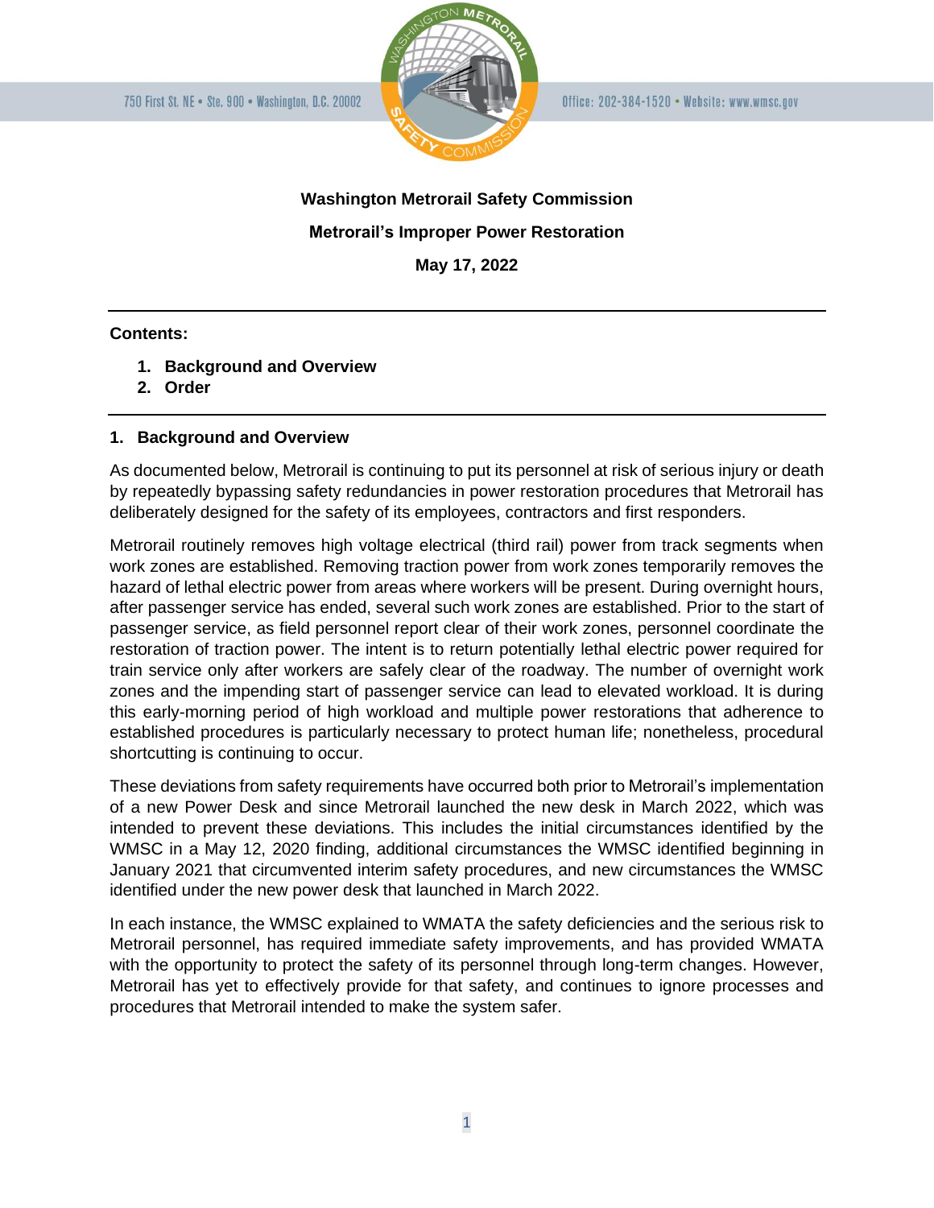750 First St. NE • Ste. 900 • Washington, D.C. 20002

Office: 202-384-1520 • Website: www.wmsc.gov

**Washington Metrorail Safety Commission**

**Metrorail's Improper Power Restoration**

**May 17, 2022**

---

**Contents:**

1. **Background and Overview**
2. **Order**

---

## 1. Background and Overview

As documented below, Metrorail is continuing to put its personnel at risk of serious injury or death by repeatedly bypassing safety redundancies in power restoration procedures that Metrorail has deliberately designed for the safety of its employees, contractors and first responders.

Metrorail routinely removes high voltage electrical (third rail) power from track segments when work zones are established. Removing traction power from work zones temporarily removes the hazard of lethal electric power from areas where workers will be present. During overnight hours, after passenger service has ended, several such work zones are established. Prior to the start of passenger service, as field personnel report clear of their work zones, personnel coordinate the restoration of traction power. The intent is to return potentially lethal electric power required for train service only after workers are safely clear of the roadway. The number of overnight work zones and the impending start of passenger service can lead to elevated workload. It is during this early-morning period of high workload and multiple power restorations that adherence to established procedures is particularly necessary to protect human life; nonetheless, procedural shortcutting is continuing to occur.

These deviations from safety requirements have occurred both prior to Metrorail's implementation of a new Power Desk and since Metrorail launched the new desk in March 2022, which was intended to prevent these deviations. This includes the initial circumstances identified by the WMSC in a May 12, 2020 finding, additional circumstances the WMSC identified beginning in January 2021 that circumvented interim safety procedures, and new circumstances the WMSC identified under the new power desk that launched in March 2022.

In each instance, the WMSC explained to WMATA the safety deficiencies and the serious risk to Metrorail personnel, has required immediate safety improvements, and has provided WMATA with the opportunity to protect the safety of its personnel through long-term changes. However, Metrorail has yet to effectively provide for that safety, and continues to ignore processes and procedures that Metrorail intended to make the system safer.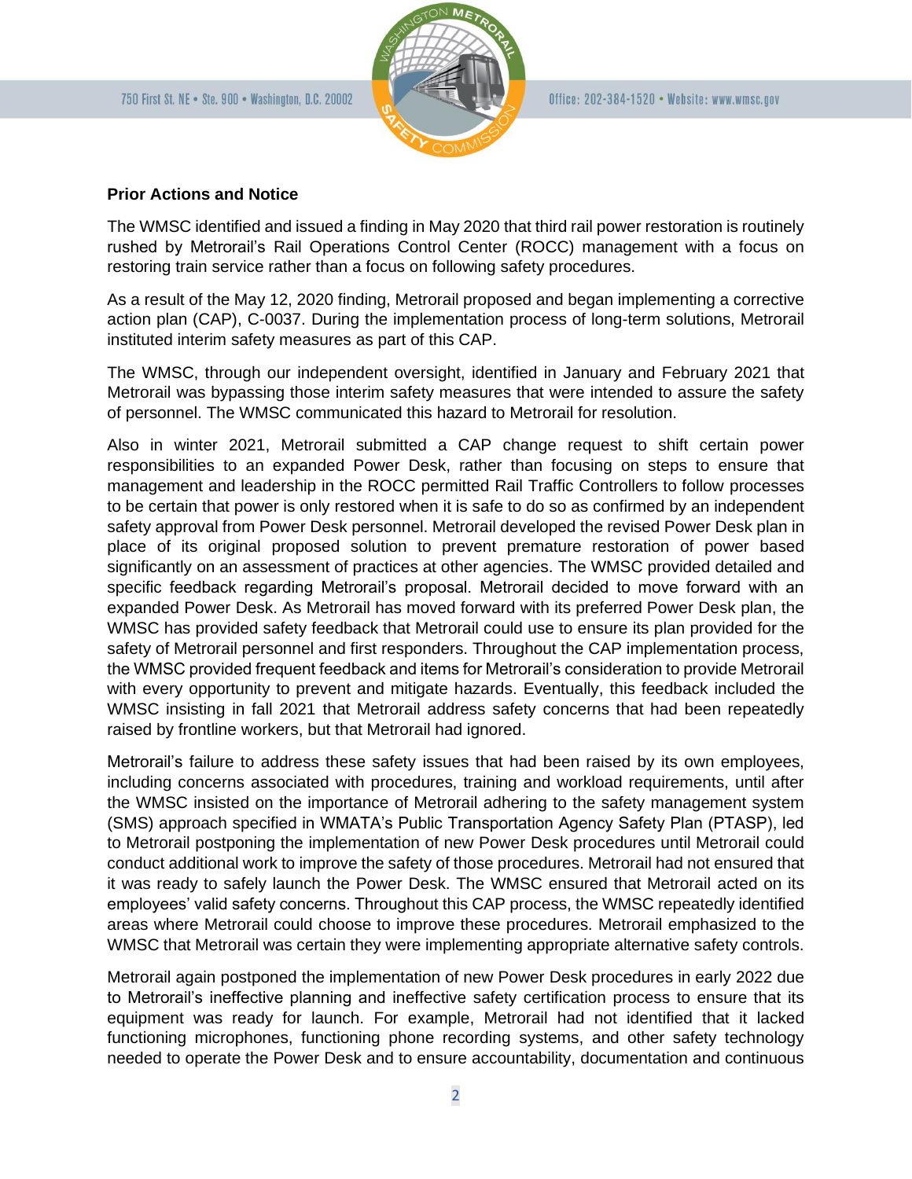**Prior Actions and Notice**

The WMSC identified and issued a finding in May 2020 that third rail power restoration is routinely rushed by Metrorail's Rail Operations Control Center (ROCC) management with a focus on restoring train service rather than a focus on following safety procedures.

As a result of the May 12, 2020 finding, Metrorail proposed and began implementing a corrective action plan (CAP), C-0037. During the implementation process of long-term solutions, Metrorail instituted interim safety measures as part of this CAP.

The WMSC, through our independent oversight, identified in January and February 2021 that Metrorail was bypassing those interim safety measures that were intended to assure the safety of personnel. The WMSC communicated this hazard to Metrorail for resolution.

Also in winter 2021, Metrorail submitted a CAP change request to shift certain power responsibilities to an expanded Power Desk, rather than focusing on steps to ensure that management and leadership in the ROCC permitted Rail Traffic Controllers to follow processes to be certain that power is only restored when it is safe to do so as confirmed by an independent safety approval from Power Desk personnel. Metrorail developed the revised Power Desk plan in place of its original proposed solution to prevent premature restoration of power based significantly on an assessment of practices at other agencies. The WMSC provided detailed and specific feedback regarding Metrorail's proposal. Metrorail decided to move forward with an expanded Power Desk. As Metrorail has moved forward with its preferred Power Desk plan, the WMSC has provided safety feedback that Metrorail could use to ensure its plan provided for the safety of Metrorail personnel and first responders. Throughout the CAP implementation process, the WMSC provided frequent feedback and items for Metrorail's consideration to provide Metrorail with every opportunity to prevent and mitigate hazards. Eventually, this feedback included the WMSC insisting in fall 2021 that Metrorail address safety concerns that had been repeatedly raised by frontline workers, but that Metrorail had ignored.

Metrorail's failure to address these safety issues that had been raised by its own employees, including concerns associated with procedures, training and workload requirements, until after the WMSC insisted on the importance of Metrorail adhering to the safety management system (SMS) approach specified in WMATA's Public Transportation Agency Safety Plan (PTASP), led to Metrorail postponing the implementation of new Power Desk procedures until Metrorail could conduct additional work to improve the safety of those procedures. Metrorail had not ensured that it was ready to safely launch the Power Desk. The WMSC ensured that Metrorail acted on its employees' valid safety concerns. Throughout this CAP process, the WMSC repeatedly identified areas where Metrorail could choose to improve these procedures. Metrorail emphasized to the WMSC that Metrorail was certain they were implementing appropriate alternative safety controls.

Metrorail again postponed the implementation of new Power Desk procedures in early 2022 due to Metrorail's ineffective planning and ineffective safety certification process to ensure that its equipment was ready for launch. For example, Metrorail had not identified that it lacked functioning microphones, functioning phone recording systems, and other safety technology needed to operate the Power Desk and to ensure accountability, documentation and continuous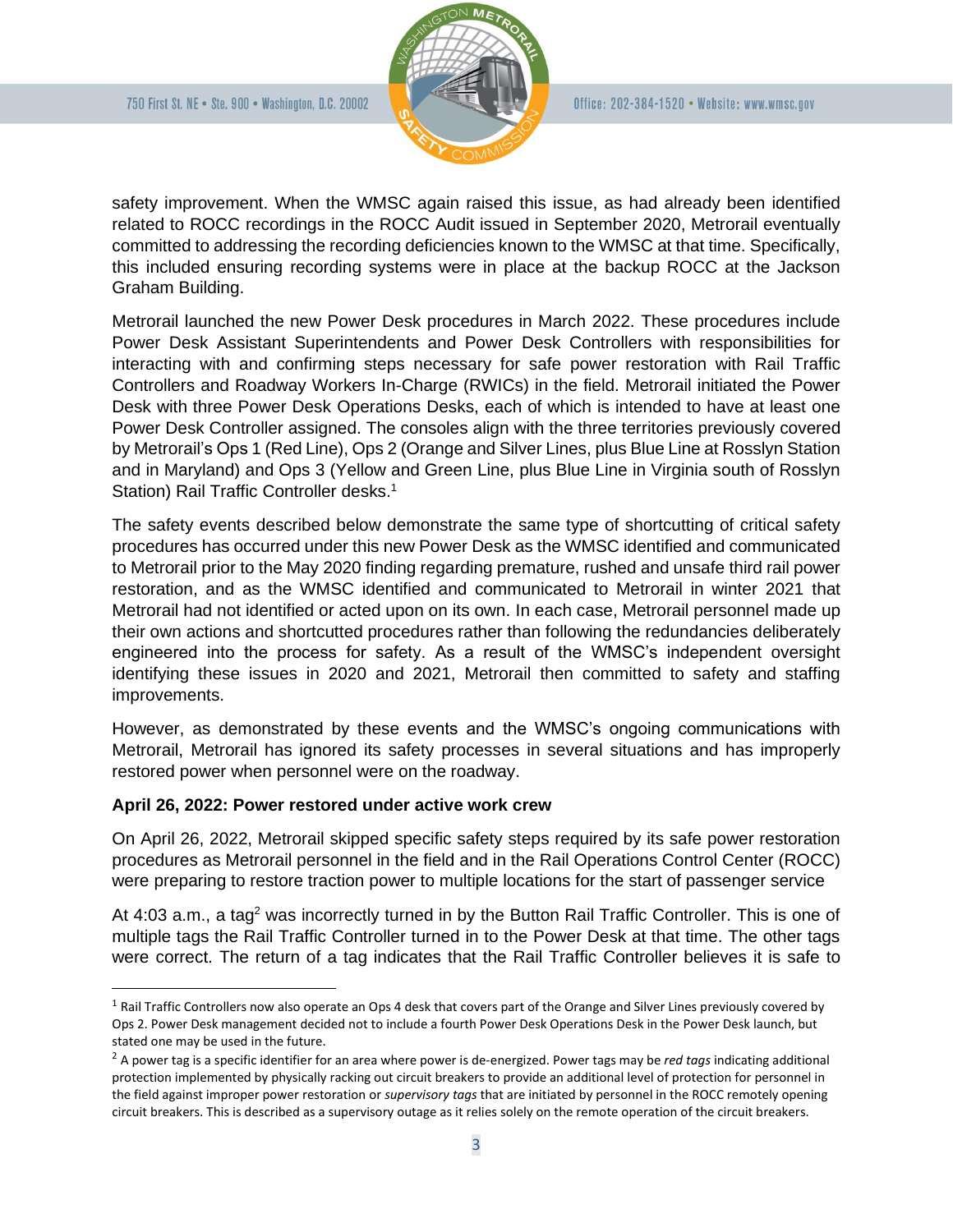safety improvement. When the WMSC again raised this issue, as had already been identified related to ROCC recordings in the ROCC Audit issued in September 2020, Metrorail eventually committed to addressing the recording deficiencies known to the WMSC at that time. Specifically, this included ensuring recording systems were in place at the backup ROCC at the Jackson Graham Building.

Metrorail launched the new Power Desk procedures in March 2022. These procedures include Power Desk Assistant Superintendents and Power Desk Controllers with responsibilities for interacting with and confirming steps necessary for safe power restoration with Rail Traffic Controllers and Roadway Workers In-Charge (RWICs) in the field. Metrorail initiated the Power Desk with three Power Desk Operations Desks, each of which is intended to have at least one Power Desk Controller assigned. The consoles align with the three territories previously covered by Metrorail's Ops 1 (Red Line), Ops 2 (Orange and Silver Lines, plus Blue Line at Rosslyn Station and in Maryland) and Ops 3 (Yellow and Green Line, plus Blue Line in Virginia south of Rosslyn Station) Rail Traffic Controller desks.[1]

The safety events described below demonstrate the same type of shortcutting of critical safety procedures has occurred under this new Power Desk as the WMSC identified and communicated to Metrorail prior to the May 2020 finding regarding premature, rushed and unsafe third rail power restoration, and as the WMSC identified and communicated to Metrorail in winter 2021 that Metrorail had not identified or acted upon on its own. In each case, Metrorail personnel made up their own actions and shortcutted procedures rather than following the redundancies deliberately engineered into the process for safety. As a result of the WMSC's independent oversight identifying these issues in 2020 and 2021, Metrorail then committed to safety and staffing improvements.

However, as demonstrated by these events and the WMSC's ongoing communications with Metrorail, Metrorail has ignored its safety processes in several situations and has improperly restored power when personnel were on the roadway.

**April 26, 2022: Power restored under active work crew**

On April 26, 2022, Metrorail skipped specific safety steps required by its safe power restoration procedures as Metrorail personnel in the field and in the Rail Operations Control Center (ROCC) were preparing to restore traction power to multiple locations for the start of passenger service

At 4:03 a.m., a tag[2] was incorrectly turned in by the Button Rail Traffic Controller. This is one of multiple tags the Rail Traffic Controller turned in to the Power Desk at that time. The other tags were correct. The return of a tag indicates that the Rail Traffic Controller believes it is safe to

---

[1] Rail Traffic Controllers now also operate an Ops 4 desk that covers part of the Orange and Silver Lines previously covered by Ops 2. Power Desk management decided not to include a fourth Power Desk Operations Desk in the Power Desk launch, but stated one may be used in the future.

[2] A power tag is a specific identifier for an area where power is de-energized. Power tags may be *red tags* indicating additional protection implemented by physically racking out circuit breakers to provide an additional level of protection for personnel in the field against improper power restoration or *supervisory tags* that are initiated by personnel in the ROCC remotely opening circuit breakers. This is described as a supervisory outage as it relies solely on the remote operation of the circuit breakers.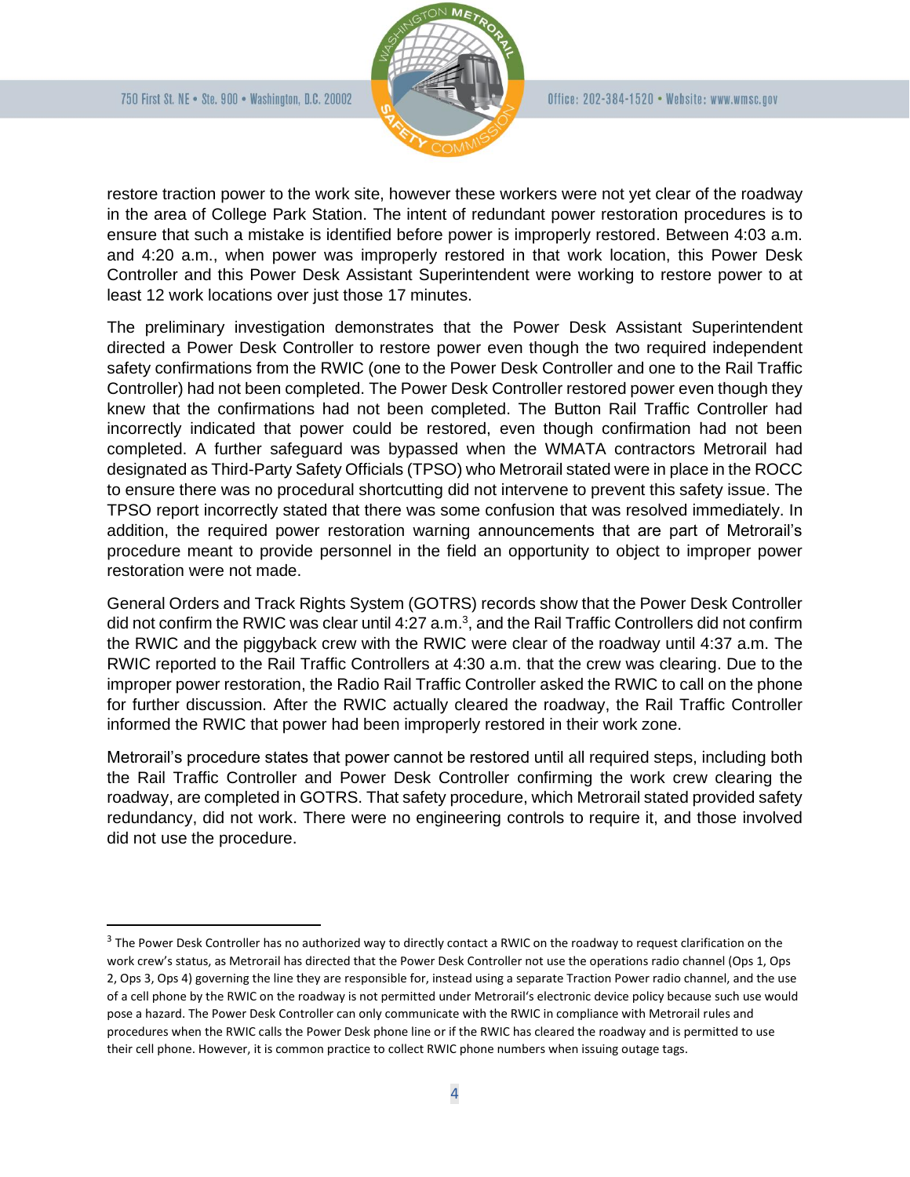restore traction power to the work site, however these workers were not yet clear of the roadway in the area of College Park Station. The intent of redundant power restoration procedures is to ensure that such a mistake is identified before power is improperly restored. Between 4:03 a.m. and 4:20 a.m., when power was improperly restored in that work location, this Power Desk Controller and this Power Desk Assistant Superintendent were working to restore power to at least 12 work locations over just those 17 minutes.

The preliminary investigation demonstrates that the Power Desk Assistant Superintendent directed a Power Desk Controller to restore power even though the two required independent safety confirmations from the RWIC (one to the Power Desk Controller and one to the Rail Traffic Controller) had not been completed. The Power Desk Controller restored power even though they knew that the confirmations had not been completed. The Button Rail Traffic Controller had incorrectly indicated that power could be restored, even though confirmation had not been completed. A further safeguard was bypassed when the WMATA contractors Metrorail had designated as Third-Party Safety Officials (TPSO) who Metrorail stated were in place in the ROCC to ensure there was no procedural shortcutting did not intervene to prevent this safety issue. The TPSO report incorrectly stated that there was some confusion that was resolved immediately. In addition, the required power restoration warning announcements that are part of Metrorail's procedure meant to provide personnel in the field an opportunity to object to improper power restoration were not made.

General Orders and Track Rights System (GOTRS) records show that the Power Desk Controller did not confirm the RWIC was clear until 4:27 a.m.[3], and the Rail Traffic Controllers did not confirm the RWIC and the piggyback crew with the RWIC were clear of the roadway until 4:37 a.m. The RWIC reported to the Rail Traffic Controllers at 4:30 a.m. that the crew was clearing. Due to the improper power restoration, the Radio Rail Traffic Controller asked the RWIC to call on the phone for further discussion. After the RWIC actually cleared the roadway, the Rail Traffic Controller informed the RWIC that power had been improperly restored in their work zone.

Metrorail's procedure states that power cannot be restored until all required steps, including both the Rail Traffic Controller and Power Desk Controller confirming the work crew clearing the roadway, are completed in GOTRS. That safety procedure, which Metrorail stated provided safety redundancy, did not work. There were no engineering controls to require it, and those involved did not use the procedure.

---

[3] The Power Desk Controller has no authorized way to directly contact a RWIC on the roadway to request clarification on the work crew's status, as Metrorail has directed that the Power Desk Controller not use the operations radio channel (Ops 1, Ops 2, Ops 3, Ops 4) governing the line they are responsible for, instead using a separate Traction Power radio channel, and the use of a cell phone by the RWIC on the roadway is not permitted under Metrorail's electronic device policy because such use would pose a hazard. The Power Desk Controller can only communicate with the RWIC in compliance with Metrorail rules and procedures when the RWIC calls the Power Desk phone line or if the RWIC has cleared the roadway and is permitted to use their cell phone. However, it is common practice to collect RWIC phone numbers when issuing outage tags.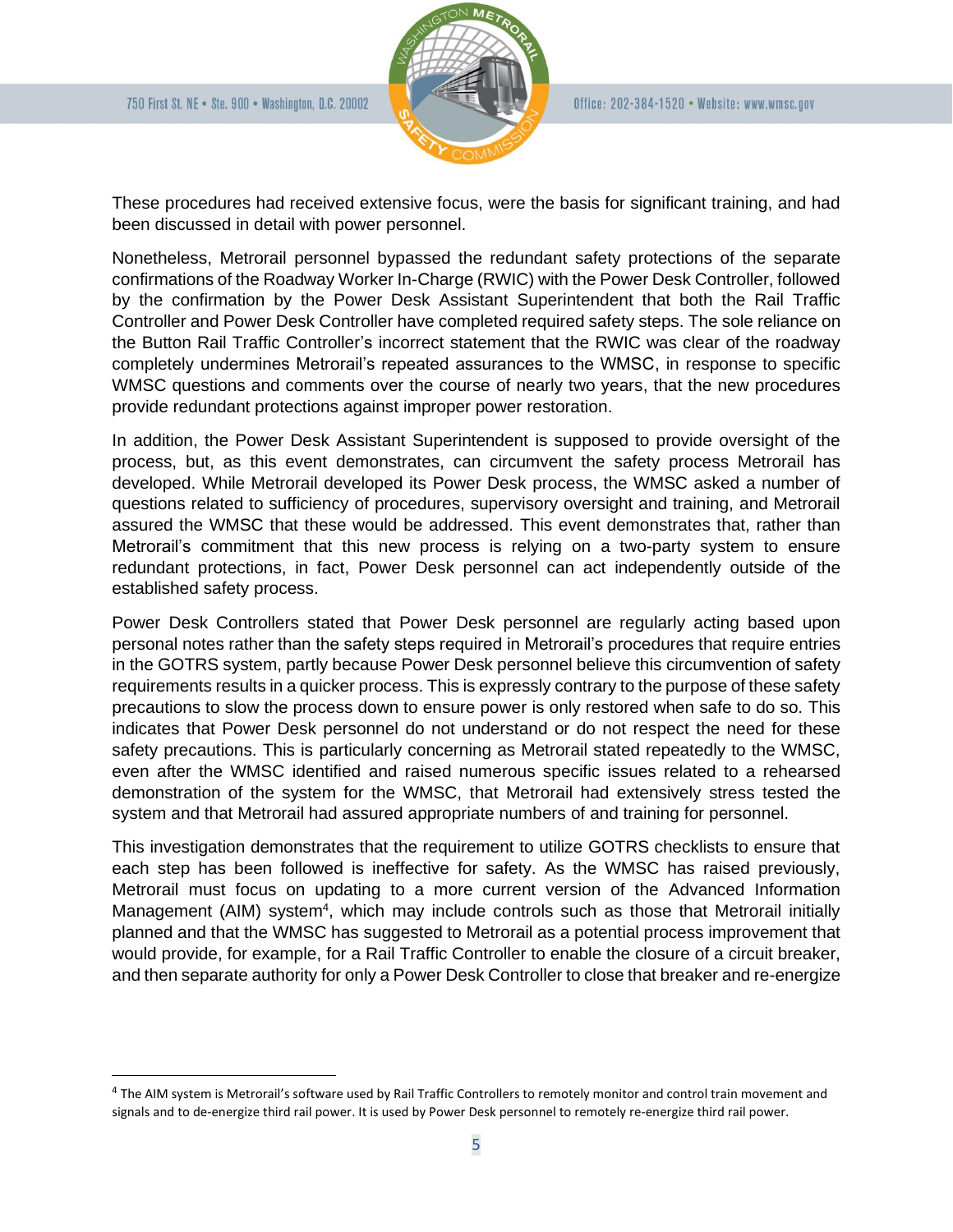These procedures had received extensive focus, were the basis for significant training, and had been discussed in detail with power personnel.

Nonetheless, Metrorail personnel bypassed the redundant safety protections of the separate confirmations of the Roadway Worker In-Charge (RWIC) with the Power Desk Controller, followed by the confirmation by the Power Desk Assistant Superintendent that both the Rail Traffic Controller and Power Desk Controller have completed required safety steps. The sole reliance on the Button Rail Traffic Controller's incorrect statement that the RWIC was clear of the roadway completely undermines Metrorail's repeated assurances to the WMSC, in response to specific WMSC questions and comments over the course of nearly two years, that the new procedures provide redundant protections against improper power restoration.

In addition, the Power Desk Assistant Superintendent is supposed to provide oversight of the process, but, as this event demonstrates, can circumvent the safety process Metrorail has developed. While Metrorail developed its Power Desk process, the WMSC asked a number of questions related to sufficiency of procedures, supervisory oversight and training, and Metrorail assured the WMSC that these would be addressed. This event demonstrates that, rather than Metrorail's commitment that this new process is relying on a two-party system to ensure redundant protections, in fact, Power Desk personnel can act independently outside of the established safety process.

Power Desk Controllers stated that Power Desk personnel are regularly acting based upon personal notes rather than the safety steps required in Metrorail's procedures that require entries in the GOTRS system, partly because Power Desk personnel believe this circumvention of safety requirements results in a quicker process. This is expressly contrary to the purpose of these safety precautions to slow the process down to ensure power is only restored when safe to do so. This indicates that Power Desk personnel do not understand or do not respect the need for these safety precautions. This is particularly concerning as Metrorail stated repeatedly to the WMSC, even after the WMSC identified and raised numerous specific issues related to a rehearsed demonstration of the system for the WMSC, that Metrorail had extensively stress tested the system and that Metrorail had assured appropriate numbers of and training for personnel.

This investigation demonstrates that the requirement to utilize GOTRS checklists to ensure that each step has been followed is ineffective for safety. As the WMSC has raised previously, Metrorail must focus on updating to a more current version of the Advanced Information Management (AIM) system[4], which may include controls such as those that Metrorail initially planned and that the WMSC has suggested to Metrorail as a potential process improvement that would provide, for example, for a Rail Traffic Controller to enable the closure of a circuit breaker, and then separate authority for only a Power Desk Controller to close that breaker and re-energize

[4] The AIM system is Metrorail's software used by Rail Traffic Controllers to remotely monitor and control train movement and signals and to de-energize third rail power. It is used by Power Desk personnel to remotely re-energize third rail power.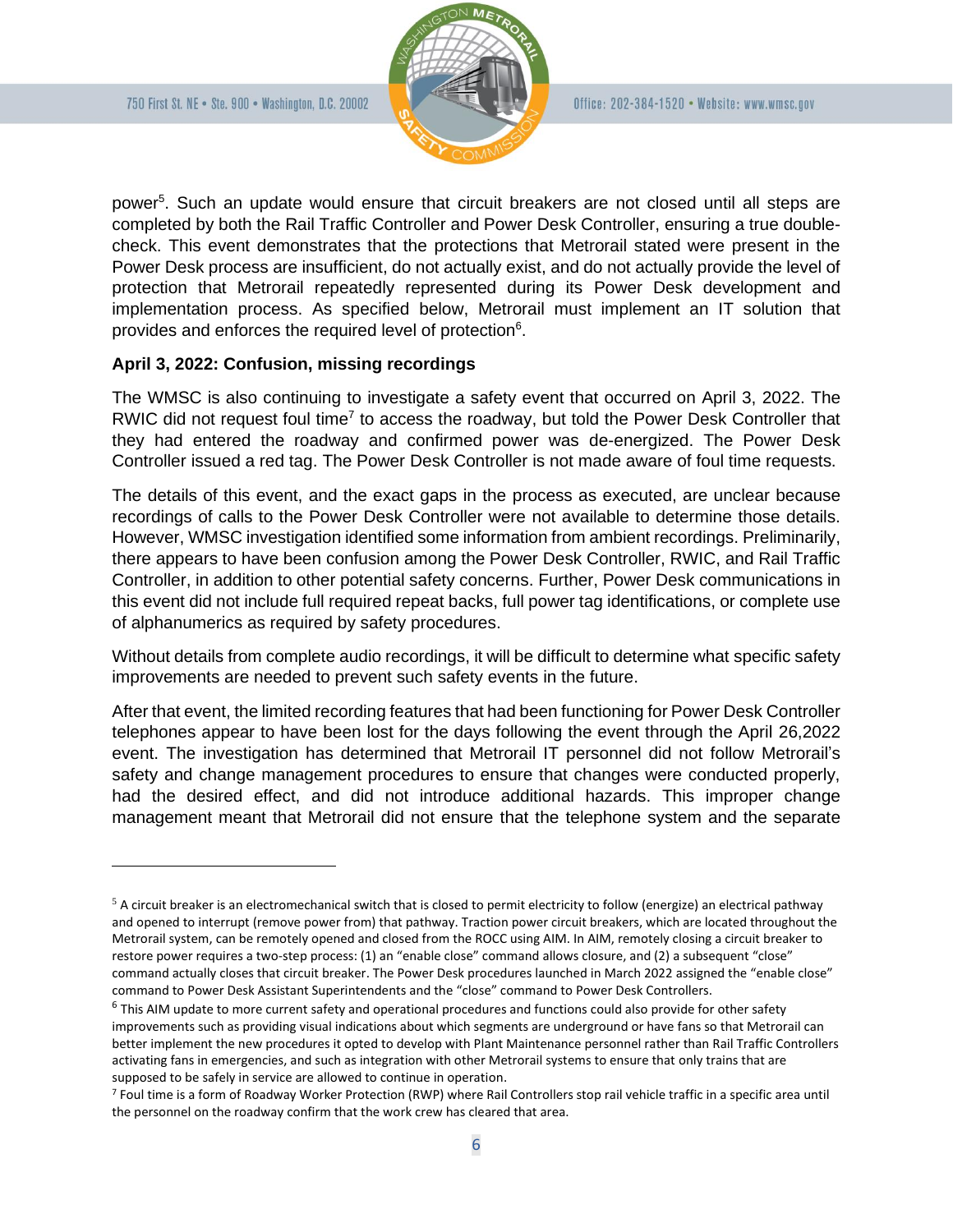power[5]. Such an update would ensure that circuit breakers are not closed until all steps are completed by both the Rail Traffic Controller and Power Desk Controller, ensuring a true double-check. This event demonstrates that the protections that Metrorail stated were present in the Power Desk process are insufficient, do not actually exist, and do not actually provide the level of protection that Metrorail repeatedly represented during its Power Desk development and implementation process. As specified below, Metrorail must implement an IT solution that provides and enforces the required level of protection[6].

**April 3, 2022: Confusion, missing recordings**

The WMSC is also continuing to investigate a safety event that occurred on April 3, 2022. The RWIC did not request foul time[7] to access the roadway, but told the Power Desk Controller that they had entered the roadway and confirmed power was de-energized. The Power Desk Controller issued a red tag. The Power Desk Controller is not made aware of foul time requests.

The details of this event, and the exact gaps in the process as executed, are unclear because recordings of calls to the Power Desk Controller were not available to determine those details. However, WMSC investigation identified some information from ambient recordings. Preliminarily, there appears to have been confusion among the Power Desk Controller, RWIC, and Rail Traffic Controller, in addition to other potential safety concerns. Further, Power Desk communications in this event did not include full required repeat backs, full power tag identifications, or complete use of alphanumerics as required by safety procedures.

Without details from complete audio recordings, it will be difficult to determine what specific safety improvements are needed to prevent such safety events in the future.

After that event, the limited recording features that had been functioning for Power Desk Controller telephones appear to have been lost for the days following the event through the April 26,2022 event. The investigation has determined that Metrorail IT personnel did not follow Metrorail's safety and change management procedures to ensure that changes were conducted properly, had the desired effect, and did not introduce additional hazards. This improper change management meant that Metrorail did not ensure that the telephone system and the separate

---

[5] A circuit breaker is an electromechanical switch that is closed to permit electricity to follow (energize) an electrical pathway and opened to interrupt (remove power from) that pathway. Traction power circuit breakers, which are located throughout the Metrorail system, can be remotely opened and closed from the ROCC using AIM. In AIM, remotely closing a circuit breaker to restore power requires a two-step process: (1) an "enable close" command allows closure, and (2) a subsequent "close" command actually closes that circuit breaker. The Power Desk procedures launched in March 2022 assigned the "enable close" command to Power Desk Assistant Superintendents and the "close" command to Power Desk Controllers.

[6] This AIM update to more current safety and operational procedures and functions could also provide for other safety improvements such as providing visual indications about which segments are underground or have fans so that Metrorail can better implement the new procedures it opted to develop with Plant Maintenance personnel rather than Rail Traffic Controllers activating fans in emergencies, and such as integration with other Metrorail systems to ensure that only trains that are supposed to be safely in service are allowed to continue in operation.

[7] Foul time is a form of Roadway Worker Protection (RWP) where Rail Controllers stop rail vehicle traffic in a specific area until the personnel on the roadway confirm that the work crew has cleared that area.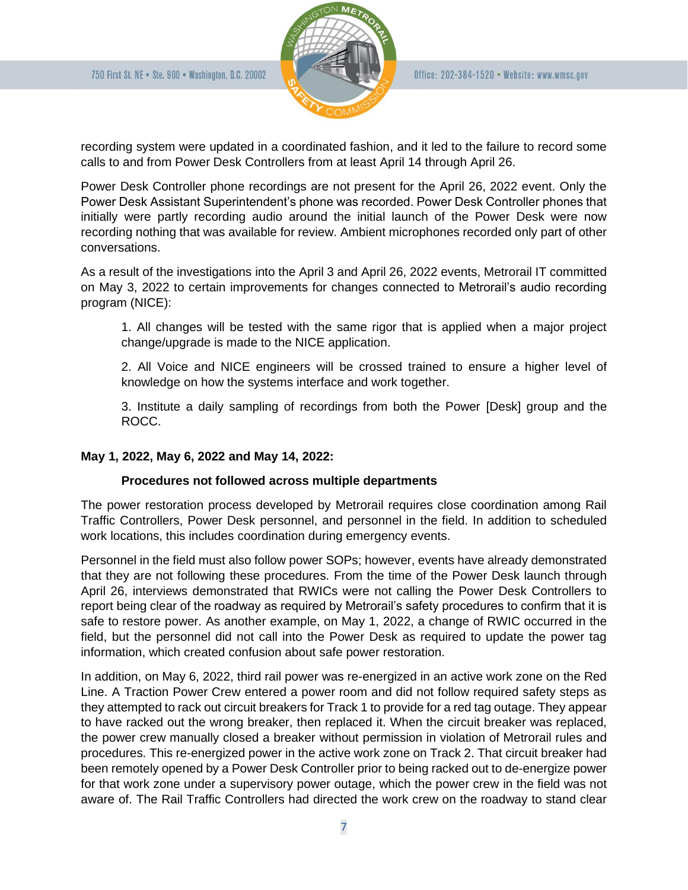recording system were updated in a coordinated fashion, and it led to the failure to record some calls to and from Power Desk Controllers from at least April 14 through April 26.

Power Desk Controller phone recordings are not present for the April 26, 2022 event. Only the Power Desk Assistant Superintendent's phone was recorded. Power Desk Controller phones that initially were partly recording audio around the initial launch of the Power Desk were now recording nothing that was available for review. Ambient microphones recorded only part of other conversations.

As a result of the investigations into the April 3 and April 26, 2022 events, Metrorail IT committed on May 3, 2022 to certain improvements for changes connected to Metrorail's audio recording program (NICE):

> 1. All changes will be tested with the same rigor that is applied when a major project change/upgrade is made to the NICE application.
>
> 2. All Voice and NICE engineers will be crossed trained to ensure a higher level of knowledge on how the systems interface and work together.
>
> 3. Institute a daily sampling of recordings from both the Power [Desk] group and the ROCC.

**May 1, 2022, May 6, 2022 and May 14, 2022:**

**Procedures not followed across multiple departments**

The power restoration process developed by Metrorail requires close coordination among Rail Traffic Controllers, Power Desk personnel, and personnel in the field. In addition to scheduled work locations, this includes coordination during emergency events.

Personnel in the field must also follow power SOPs; however, events have already demonstrated that they are not following these procedures. From the time of the Power Desk launch through April 26, interviews demonstrated that RWICs were not calling the Power Desk Controllers to report being clear of the roadway as required by Metrorail's safety procedures to confirm that it is safe to restore power. As another example, on May 1, 2022, a change of RWIC occurred in the field, but the personnel did not call into the Power Desk as required to update the power tag information, which created confusion about safe power restoration.

In addition, on May 6, 2022, third rail power was re-energized in an active work zone on the Red Line. A Traction Power Crew entered a power room and did not follow required safety steps as they attempted to rack out circuit breakers for Track 1 to provide for a red tag outage. They appear to have racked out the wrong breaker, then replaced it. When the circuit breaker was replaced, the power crew manually closed a breaker without permission in violation of Metrorail rules and procedures. This re-energized power in the active work zone on Track 2. That circuit breaker had been remotely opened by a Power Desk Controller prior to being racked out to de-energize power for that work zone under a supervisory power outage, which the power crew in the field was not aware of. The Rail Traffic Controllers had directed the work crew on the roadway to stand clear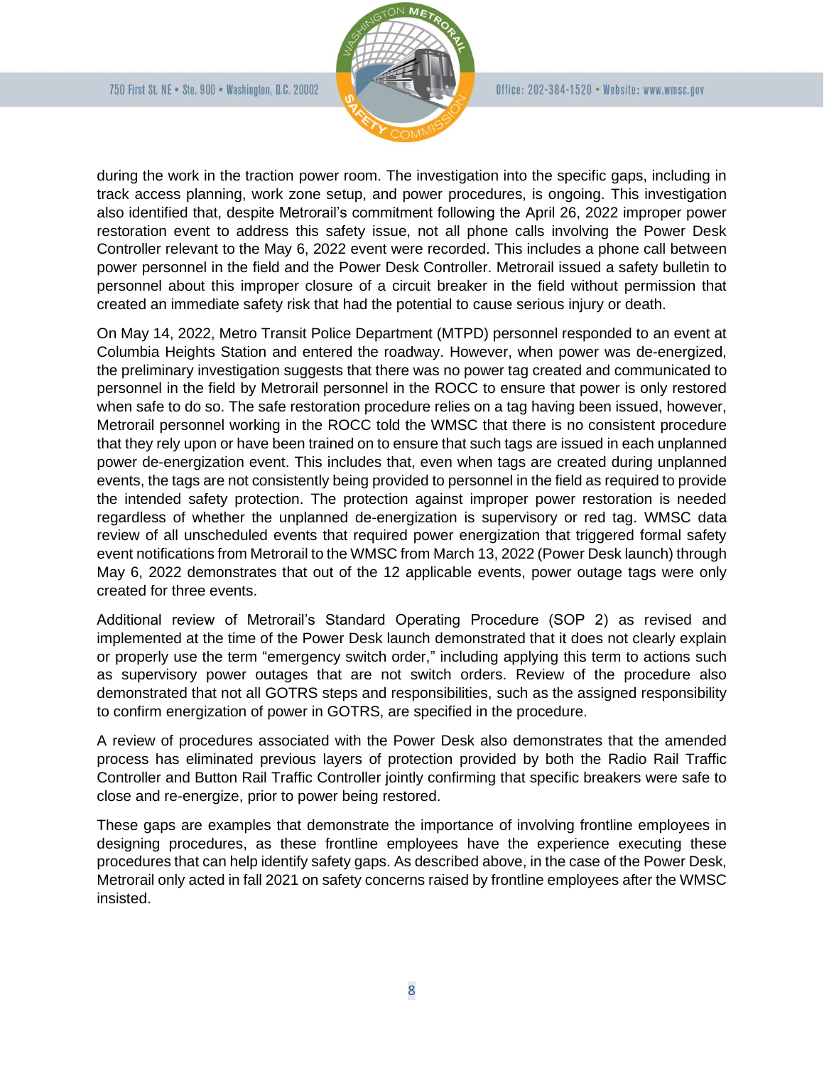during the work in the traction power room. The investigation into the specific gaps, including in track access planning, work zone setup, and power procedures, is ongoing. This investigation also identified that, despite Metrorail's commitment following the April 26, 2022 improper power restoration event to address this safety issue, not all phone calls involving the Power Desk Controller relevant to the May 6, 2022 event were recorded. This includes a phone call between power personnel in the field and the Power Desk Controller. Metrorail issued a safety bulletin to personnel about this improper closure of a circuit breaker in the field without permission that created an immediate safety risk that had the potential to cause serious injury or death.

On May 14, 2022, Metro Transit Police Department (MTPD) personnel responded to an event at Columbia Heights Station and entered the roadway. However, when power was de-energized, the preliminary investigation suggests that there was no power tag created and communicated to personnel in the field by Metrorail personnel in the ROCC to ensure that power is only restored when safe to do so. The safe restoration procedure relies on a tag having been issued, however, Metrorail personnel working in the ROCC told the WMSC that there is no consistent procedure that they rely upon or have been trained on to ensure that such tags are issued in each unplanned power de-energization event. This includes that, even when tags are created during unplanned events, the tags are not consistently being provided to personnel in the field as required to provide the intended safety protection. The protection against improper power restoration is needed regardless of whether the unplanned de-energization is supervisory or red tag. WMSC data review of all unscheduled events that required power energization that triggered formal safety event notifications from Metrorail to the WMSC from March 13, 2022 (Power Desk launch) through May 6, 2022 demonstrates that out of the 12 applicable events, power outage tags were only created for three events.

Additional review of Metrorail's Standard Operating Procedure (SOP 2) as revised and implemented at the time of the Power Desk launch demonstrated that it does not clearly explain or properly use the term "emergency switch order," including applying this term to actions such as supervisory power outages that are not switch orders. Review of the procedure also demonstrated that not all GOTRS steps and responsibilities, such as the assigned responsibility to confirm energization of power in GOTRS, are specified in the procedure.

A review of procedures associated with the Power Desk also demonstrates that the amended process has eliminated previous layers of protection provided by both the Radio Rail Traffic Controller and Button Rail Traffic Controller jointly confirming that specific breakers were safe to close and re-energize, prior to power being restored.

These gaps are examples that demonstrate the importance of involving frontline employees in designing procedures, as these frontline employees have the experience executing these procedures that can help identify safety gaps. As described above, in the case of the Power Desk, Metrorail only acted in fall 2021 on safety concerns raised by frontline employees after the WMSC insisted.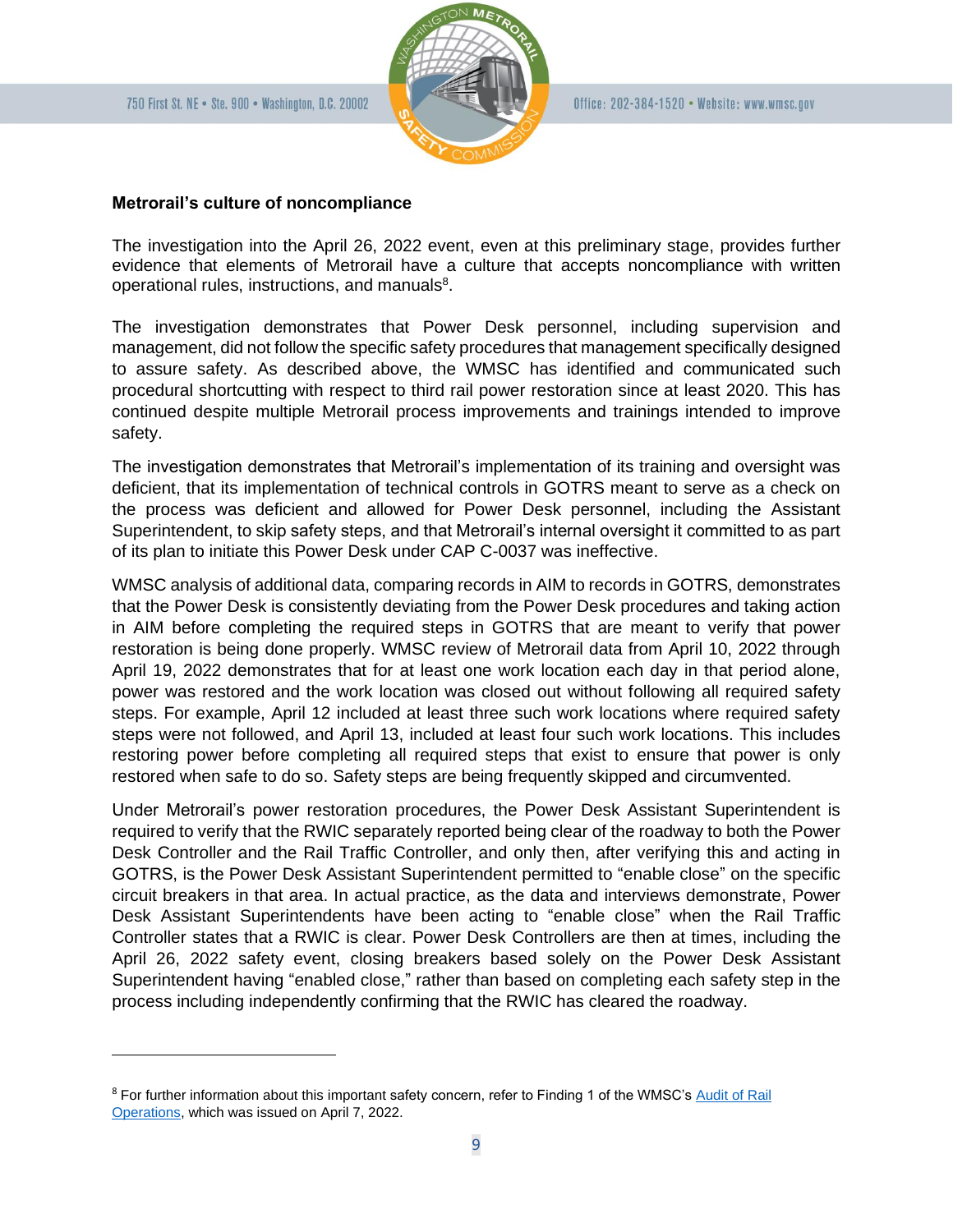**Metrorail's culture of noncompliance**

The investigation into the April 26, 2022 event, even at this preliminary stage, provides further evidence that elements of Metrorail have a culture that accepts noncompliance with written operational rules, instructions, and manuals[8].

The investigation demonstrates that Power Desk personnel, including supervision and management, did not follow the specific safety procedures that management specifically designed to assure safety. As described above, the WMSC has identified and communicated such procedural shortcutting with respect to third rail power restoration since at least 2020. This has continued despite multiple Metrorail process improvements and trainings intended to improve safety.

The investigation demonstrates that Metrorail's implementation of its training and oversight was deficient, that its implementation of technical controls in GOTRS meant to serve as a check on the process was deficient and allowed for Power Desk personnel, including the Assistant Superintendent, to skip safety steps, and that Metrorail's internal oversight it committed to as part of its plan to initiate this Power Desk under CAP C-0037 was ineffective.

WMSC analysis of additional data, comparing records in AIM to records in GOTRS, demonstrates that the Power Desk is consistently deviating from the Power Desk procedures and taking action in AIM before completing the required steps in GOTRS that are meant to verify that power restoration is being done properly. WMSC review of Metrorail data from April 10, 2022 through April 19, 2022 demonstrates that for at least one work location each day in that period alone, power was restored and the work location was closed out without following all required safety steps. For example, April 12 included at least three such work locations where required safety steps were not followed, and April 13, included at least four such work locations. This includes restoring power before completing all required steps that exist to ensure that power is only restored when safe to do so. Safety steps are being frequently skipped and circumvented.

Under Metrorail's power restoration procedures, the Power Desk Assistant Superintendent is required to verify that the RWIC separately reported being clear of the roadway to both the Power Desk Controller and the Rail Traffic Controller, and only then, after verifying this and acting in GOTRS, is the Power Desk Assistant Superintendent permitted to "enable close" on the specific circuit breakers in that area. In actual practice, as the data and interviews demonstrate, Power Desk Assistant Superintendents have been acting to "enable close" when the Rail Traffic Controller states that a RWIC is clear. Power Desk Controllers are then at times, including the April 26, 2022 safety event, closing breakers based solely on the Power Desk Assistant Superintendent having "enabled close," rather than based on completing each safety step in the process including independently confirming that the RWIC has cleared the roadway.

---

[8] For further information about this important safety concern, refer to Finding 1 of the WMSC's Audit of Rail Operations, which was issued on April 7, 2022.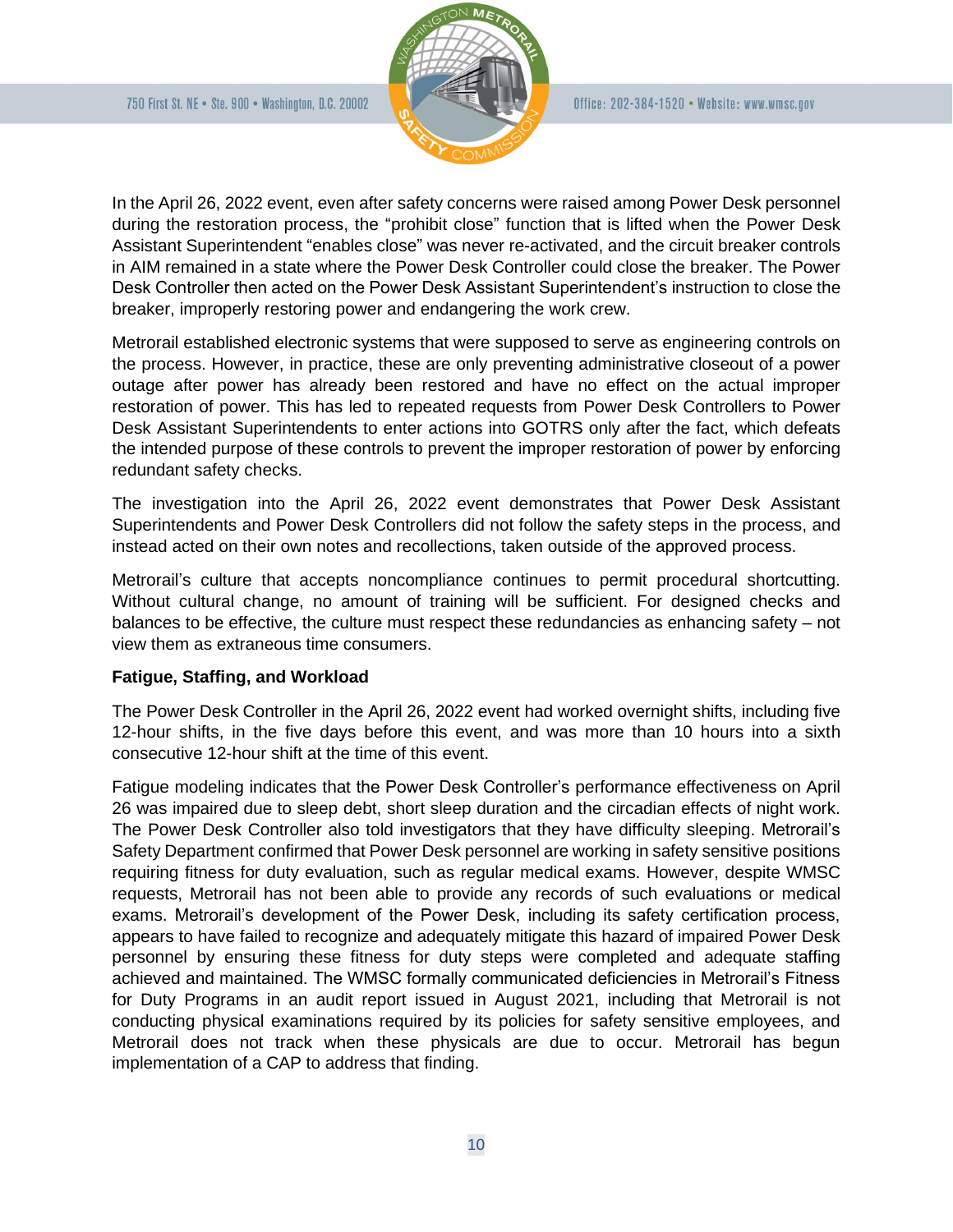In the April 26, 2022 event, even after safety concerns were raised among Power Desk personnel during the restoration process, the "prohibit close" function that is lifted when the Power Desk Assistant Superintendent "enables close" was never re-activated, and the circuit breaker controls in AIM remained in a state where the Power Desk Controller could close the breaker. The Power Desk Controller then acted on the Power Desk Assistant Superintendent's instruction to close the breaker, improperly restoring power and endangering the work crew.

Metrorail established electronic systems that were supposed to serve as engineering controls on the process. However, in practice, these are only preventing administrative closeout of a power outage after power has already been restored and have no effect on the actual improper restoration of power. This has led to repeated requests from Power Desk Controllers to Power Desk Assistant Superintendents to enter actions into GOTRS only after the fact, which defeats the intended purpose of these controls to prevent the improper restoration of power by enforcing redundant safety checks.

The investigation into the April 26, 2022 event demonstrates that Power Desk Assistant Superintendents and Power Desk Controllers did not follow the safety steps in the process, and instead acted on their own notes and recollections, taken outside of the approved process.

Metrorail's culture that accepts noncompliance continues to permit procedural shortcutting. Without cultural change, no amount of training will be sufficient. For designed checks and balances to be effective, the culture must respect these redundancies as enhancing safety – not view them as extraneous time consumers.

**Fatigue, Staffing, and Workload**

The Power Desk Controller in the April 26, 2022 event had worked overnight shifts, including five 12-hour shifts, in the five days before this event, and was more than 10 hours into a sixth consecutive 12-hour shift at the time of this event.

Fatigue modeling indicates that the Power Desk Controller's performance effectiveness on April 26 was impaired due to sleep debt, short sleep duration and the circadian effects of night work. The Power Desk Controller also told investigators that they have difficulty sleeping. Metrorail's Safety Department confirmed that Power Desk personnel are working in safety sensitive positions requiring fitness for duty evaluation, such as regular medical exams. However, despite WMSC requests, Metrorail has not been able to provide any records of such evaluations or medical exams. Metrorail's development of the Power Desk, including its safety certification process, appears to have failed to recognize and adequately mitigate this hazard of impaired Power Desk personnel by ensuring these fitness for duty steps were completed and adequate staffing achieved and maintained. The WMSC formally communicated deficiencies in Metrorail's Fitness for Duty Programs in an audit report issued in August 2021, including that Metrorail is not conducting physical examinations required by its policies for safety sensitive employees, and Metrorail does not track when these physicals are due to occur. Metrorail has begun implementation of a CAP to address that finding.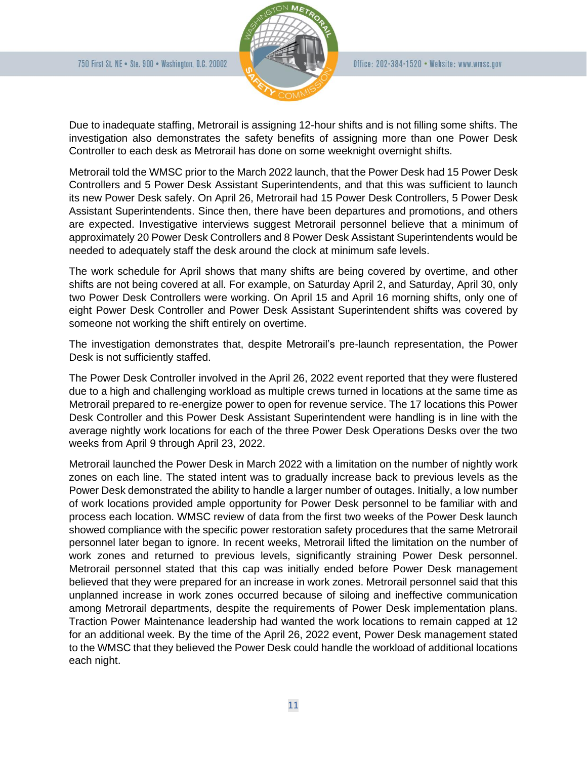Due to inadequate staffing, Metrorail is assigning 12-hour shifts and is not filling some shifts. The investigation also demonstrates the safety benefits of assigning more than one Power Desk Controller to each desk as Metrorail has done on some weeknight overnight shifts.

Metrorail told the WMSC prior to the March 2022 launch, that the Power Desk had 15 Power Desk Controllers and 5 Power Desk Assistant Superintendents, and that this was sufficient to launch its new Power Desk safely. On April 26, Metrorail had 15 Power Desk Controllers, 5 Power Desk Assistant Superintendents. Since then, there have been departures and promotions, and others are expected. Investigative interviews suggest Metrorail personnel believe that a minimum of approximately 20 Power Desk Controllers and 8 Power Desk Assistant Superintendents would be needed to adequately staff the desk around the clock at minimum safe levels.

The work schedule for April shows that many shifts are being covered by overtime, and other shifts are not being covered at all. For example, on Saturday April 2, and Saturday, April 30, only two Power Desk Controllers were working. On April 15 and April 16 morning shifts, only one of eight Power Desk Controller and Power Desk Assistant Superintendent shifts was covered by someone not working the shift entirely on overtime.

The investigation demonstrates that, despite Metrorail's pre-launch representation, the Power Desk is not sufficiently staffed.

The Power Desk Controller involved in the April 26, 2022 event reported that they were flustered due to a high and challenging workload as multiple crews turned in locations at the same time as Metrorail prepared to re-energize power to open for revenue service. The 17 locations this Power Desk Controller and this Power Desk Assistant Superintendent were handling is in line with the average nightly work locations for each of the three Power Desk Operations Desks over the two weeks from April 9 through April 23, 2022.

Metrorail launched the Power Desk in March 2022 with a limitation on the number of nightly work zones on each line. The stated intent was to gradually increase back to previous levels as the Power Desk demonstrated the ability to handle a larger number of outages. Initially, a low number of work locations provided ample opportunity for Power Desk personnel to be familiar with and process each location. WMSC review of data from the first two weeks of the Power Desk launch showed compliance with the specific power restoration safety procedures that the same Metrorail personnel later began to ignore. In recent weeks, Metrorail lifted the limitation on the number of work zones and returned to previous levels, significantly straining Power Desk personnel. Metrorail personnel stated that this cap was initially ended before Power Desk management believed that they were prepared for an increase in work zones. Metrorail personnel said that this unplanned increase in work zones occurred because of siloing and ineffective communication among Metrorail departments, despite the requirements of Power Desk implementation plans. Traction Power Maintenance leadership had wanted the work locations to remain capped at 12 for an additional week. By the time of the April 26, 2022 event, Power Desk management stated to the WMSC that they believed the Power Desk could handle the workload of additional locations each night.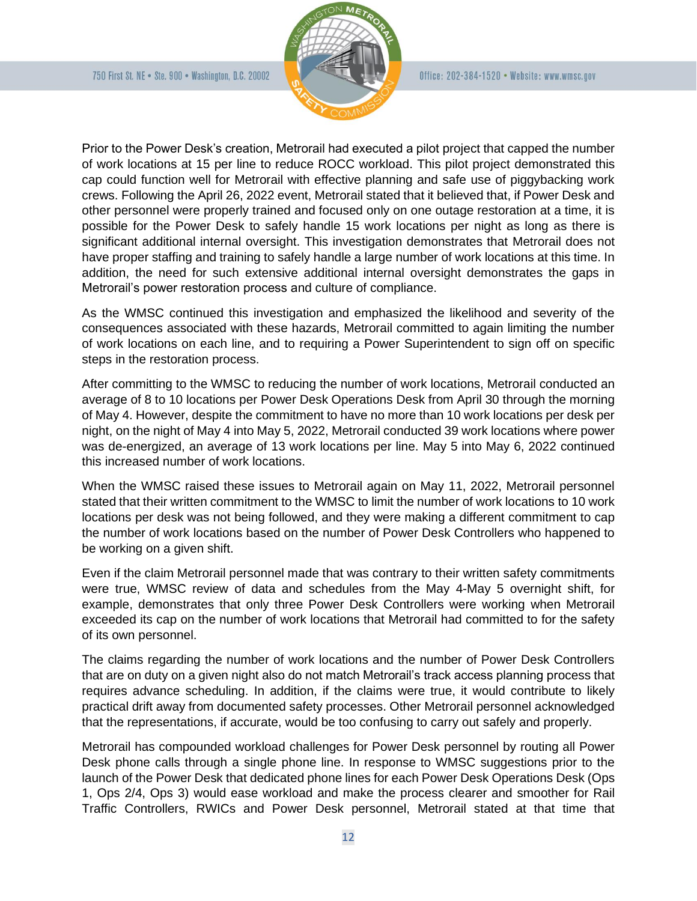Prior to the Power Desk's creation, Metrorail had executed a pilot project that capped the number of work locations at 15 per line to reduce ROCC workload. This pilot project demonstrated this cap could function well for Metrorail with effective planning and safe use of piggybacking work crews. Following the April 26, 2022 event, Metrorail stated that it believed that, if Power Desk and other personnel were properly trained and focused only on one outage restoration at a time, it is possible for the Power Desk to safely handle 15 work locations per night as long as there is significant additional internal oversight. This investigation demonstrates that Metrorail does not have proper staffing and training to safely handle a large number of work locations at this time. In addition, the need for such extensive additional internal oversight demonstrates the gaps in Metrorail's power restoration process and culture of compliance.

As the WMSC continued this investigation and emphasized the likelihood and severity of the consequences associated with these hazards, Metrorail committed to again limiting the number of work locations on each line, and to requiring a Power Superintendent to sign off on specific steps in the restoration process.

After committing to the WMSC to reducing the number of work locations, Metrorail conducted an average of 8 to 10 locations per Power Desk Operations Desk from April 30 through the morning of May 4. However, despite the commitment to have no more than 10 work locations per desk per night, on the night of May 4 into May 5, 2022, Metrorail conducted 39 work locations where power was de-energized, an average of 13 work locations per line. May 5 into May 6, 2022 continued this increased number of work locations.

When the WMSC raised these issues to Metrorail again on May 11, 2022, Metrorail personnel stated that their written commitment to the WMSC to limit the number of work locations to 10 work locations per desk was not being followed, and they were making a different commitment to cap the number of work locations based on the number of Power Desk Controllers who happened to be working on a given shift.

Even if the claim Metrorail personnel made that was contrary to their written safety commitments were true, WMSC review of data and schedules from the May 4-May 5 overnight shift, for example, demonstrates that only three Power Desk Controllers were working when Metrorail exceeded its cap on the number of work locations that Metrorail had committed to for the safety of its own personnel.

The claims regarding the number of work locations and the number of Power Desk Controllers that are on duty on a given night also do not match Metrorail's track access planning process that requires advance scheduling. In addition, if the claims were true, it would contribute to likely practical drift away from documented safety processes. Other Metrorail personnel acknowledged that the representations, if accurate, would be too confusing to carry out safely and properly.

Metrorail has compounded workload challenges for Power Desk personnel by routing all Power Desk phone calls through a single phone line. In response to WMSC suggestions prior to the launch of the Power Desk that dedicated phone lines for each Power Desk Operations Desk (Ops 1, Ops 2/4, Ops 3) would ease workload and make the process clearer and smoother for Rail Traffic Controllers, RWICs and Power Desk personnel, Metrorail stated at that time that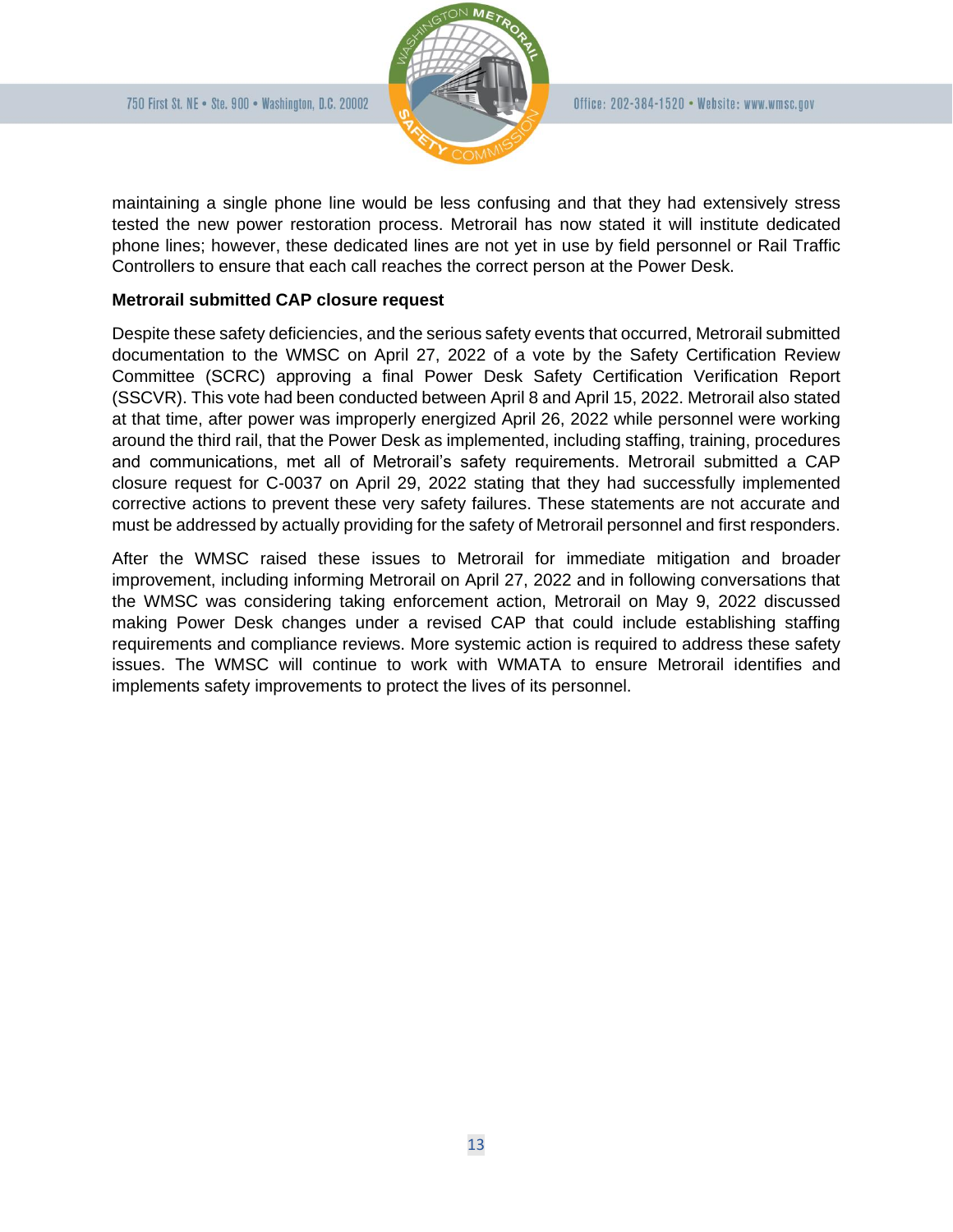maintaining a single phone line would be less confusing and that they had extensively stress tested the new power restoration process. Metrorail has now stated it will institute dedicated phone lines; however, these dedicated lines are not yet in use by field personnel or Rail Traffic Controllers to ensure that each call reaches the correct person at the Power Desk.

**Metrorail submitted CAP closure request**

Despite these safety deficiencies, and the serious safety events that occurred, Metrorail submitted documentation to the WMSC on April 27, 2022 of a vote by the Safety Certification Review Committee (SCRC) approving a final Power Desk Safety Certification Verification Report (SSCVR). This vote had been conducted between April 8 and April 15, 2022. Metrorail also stated at that time, after power was improperly energized April 26, 2022 while personnel were working around the third rail, that the Power Desk as implemented, including staffing, training, procedures and communications, met all of Metrorail's safety requirements. Metrorail submitted a CAP closure request for C-0037 on April 29, 2022 stating that they had successfully implemented corrective actions to prevent these very safety failures. These statements are not accurate and must be addressed by actually providing for the safety of Metrorail personnel and first responders.

After the WMSC raised these issues to Metrorail for immediate mitigation and broader improvement, including informing Metrorail on April 27, 2022 and in following conversations that the WMSC was considering taking enforcement action, Metrorail on May 9, 2022 discussed making Power Desk changes under a revised CAP that could include establishing staffing requirements and compliance reviews. More systemic action is required to address these safety issues. The WMSC will continue to work with WMATA to ensure Metrorail identifies and implements safety improvements to protect the lives of its personnel.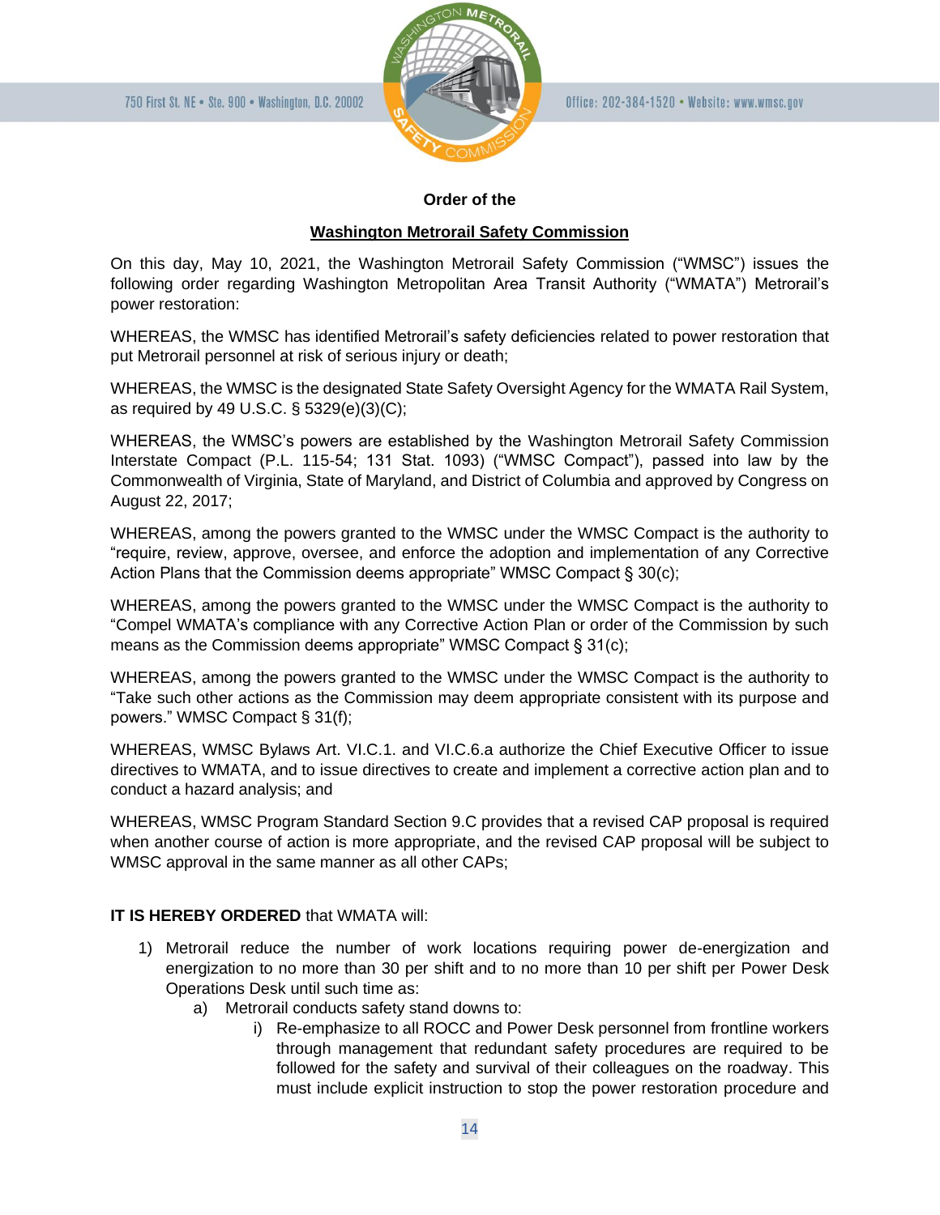**Order of the**

**Washington Metrorail Safety Commission**

On this day, May 10, 2021, the Washington Metrorail Safety Commission ("WMSC") issues the following order regarding Washington Metropolitan Area Transit Authority ("WMATA") Metrorail's power restoration:

WHEREAS, the WMSC has identified Metrorail's safety deficiencies related to power restoration that put Metrorail personnel at risk of serious injury or death;

WHEREAS, the WMSC is the designated State Safety Oversight Agency for the WMATA Rail System, as required by 49 U.S.C. § 5329(e)(3)(C);

WHEREAS, the WMSC's powers are established by the Washington Metrorail Safety Commission Interstate Compact (P.L. 115-54; 131 Stat. 1093) ("WMSC Compact"), passed into law by the Commonwealth of Virginia, State of Maryland, and District of Columbia and approved by Congress on August 22, 2017;

WHEREAS, among the powers granted to the WMSC under the WMSC Compact is the authority to "require, review, approve, oversee, and enforce the adoption and implementation of any Corrective Action Plans that the Commission deems appropriate" WMSC Compact § 30(c);

WHEREAS, among the powers granted to the WMSC under the WMSC Compact is the authority to "Compel WMATA's compliance with any Corrective Action Plan or order of the Commission by such means as the Commission deems appropriate" WMSC Compact § 31(c);

WHEREAS, among the powers granted to the WMSC under the WMSC Compact is the authority to "Take such other actions as the Commission may deem appropriate consistent with its purpose and powers." WMSC Compact § 31(f);

WHEREAS, WMSC Bylaws Art. VI.C.1. and VI.C.6.a authorize the Chief Executive Officer to issue directives to WMATA, and to issue directives to create and implement a corrective action plan and to conduct a hazard analysis; and

WHEREAS, WMSC Program Standard Section 9.C provides that a revised CAP proposal is required when another course of action is more appropriate, and the revised CAP proposal will be subject to WMSC approval in the same manner as all other CAPs;

**IT IS HEREBY ORDERED** that WMATA will:

1) Metrorail reduce the number of work locations requiring power de-energization and energization to no more than 30 per shift and to no more than 10 per shift per Power Desk Operations Desk until such time as:
   a) Metrorail conducts safety stand downs to:
      i) Re-emphasize to all ROCC and Power Desk personnel from frontline workers through management that redundant safety procedures are required to be followed for the safety and survival of their colleagues on the roadway. This must include explicit instruction to stop the power restoration procedure and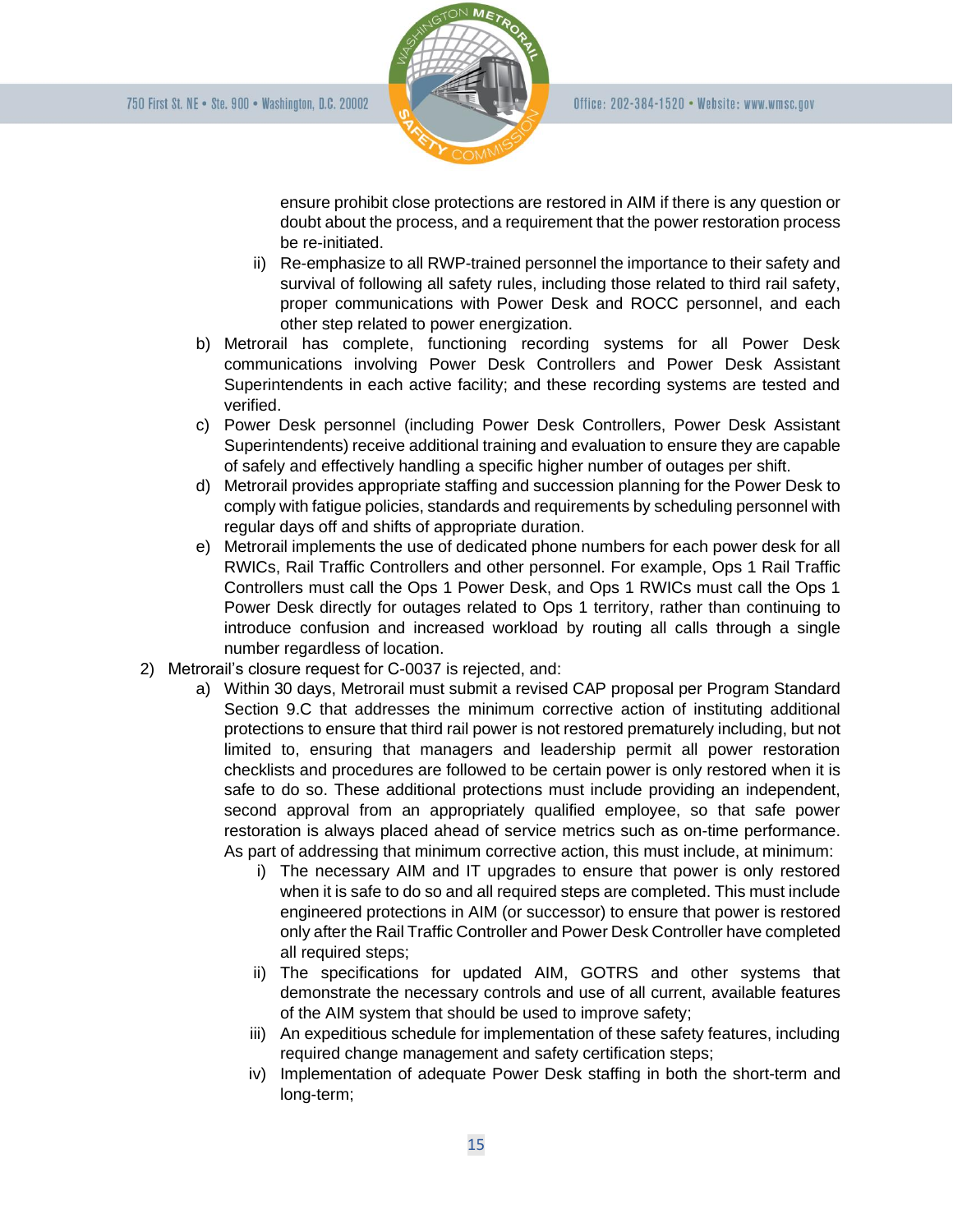ensure prohibit close protections are restored in AIM if there is any question or doubt about the process, and a requirement that the power restoration process be re-initiated.

ii) Re-emphasize to all RWP-trained personnel the importance to their safety and survival of following all safety rules, including those related to third rail safety, proper communications with Power Desk and ROCC personnel, and each other step related to power energization.

b) Metrorail has complete, functioning recording systems for all Power Desk communications involving Power Desk Controllers and Power Desk Assistant Superintendents in each active facility; and these recording systems are tested and verified.

c) Power Desk personnel (including Power Desk Controllers, Power Desk Assistant Superintendents) receive additional training and evaluation to ensure they are capable of safely and effectively handling a specific higher number of outages per shift.

d) Metrorail provides appropriate staffing and succession planning for the Power Desk to comply with fatigue policies, standards and requirements by scheduling personnel with regular days off and shifts of appropriate duration.

e) Metrorail implements the use of dedicated phone numbers for each power desk for all RWICs, Rail Traffic Controllers and other personnel. For example, Ops 1 Rail Traffic Controllers must call the Ops 1 Power Desk, and Ops 1 RWICs must call the Ops 1 Power Desk directly for outages related to Ops 1 territory, rather than continuing to introduce confusion and increased workload by routing all calls through a single number regardless of location.

2) Metrorail's closure request for C-0037 is rejected, and:

a) Within 30 days, Metrorail must submit a revised CAP proposal per Program Standard Section 9.C that addresses the minimum corrective action of instituting additional protections to ensure that third rail power is not restored prematurely including, but not limited to, ensuring that managers and leadership permit all power restoration checklists and procedures are followed to be certain power is only restored when it is safe to do so. These additional protections must include providing an independent, second approval from an appropriately qualified employee, so that safe power restoration is always placed ahead of service metrics such as on-time performance. As part of addressing that minimum corrective action, this must include, at minimum:

i) The necessary AIM and IT upgrades to ensure that power is only restored when it is safe to do so and all required steps are completed. This must include engineered protections in AIM (or successor) to ensure that power is restored only after the Rail Traffic Controller and Power Desk Controller have completed all required steps;

ii) The specifications for updated AIM, GOTRS and other systems that demonstrate the necessary controls and use of all current, available features of the AIM system that should be used to improve safety;

iii) An expeditious schedule for implementation of these safety features, including required change management and safety certification steps;

iv) Implementation of adequate Power Desk staffing in both the short-term and long-term;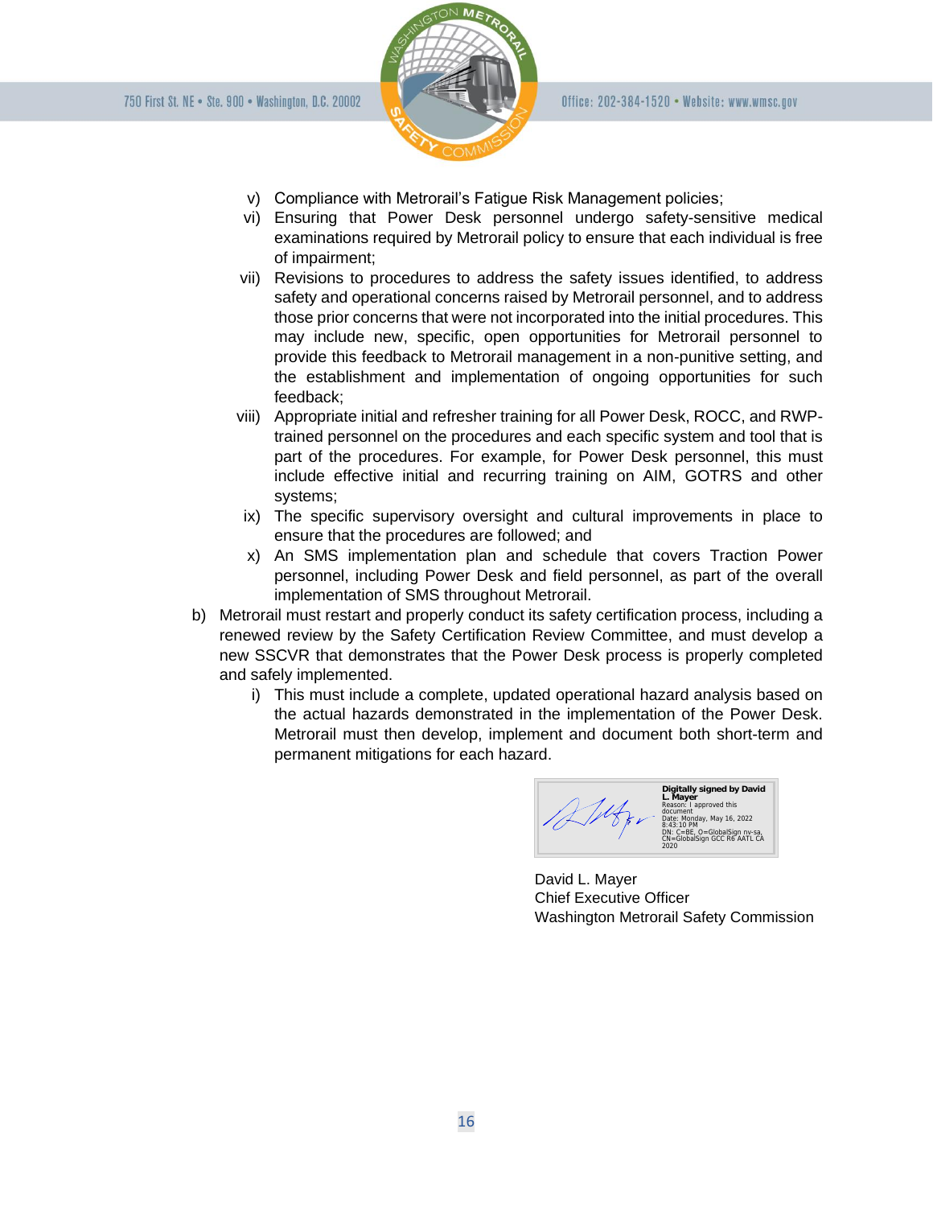v) Compliance with Metrorail's Fatigue Risk Management policies;

vi) Ensuring that Power Desk personnel undergo safety-sensitive medical examinations required by Metrorail policy to ensure that each individual is free of impairment;

vii) Revisions to procedures to address the safety issues identified, to address safety and operational concerns raised by Metrorail personnel, and to address those prior concerns that were not incorporated into the initial procedures. This may include new, specific, open opportunities for Metrorail personnel to provide this feedback to Metrorail management in a non-punitive setting, and the establishment and implementation of ongoing opportunities for such feedback;

viii) Appropriate initial and refresher training for all Power Desk, ROCC, and RWP-trained personnel on the procedures and each specific system and tool that is part of the procedures. For example, for Power Desk personnel, this must include effective initial and recurring training on AIM, GOTRS and other systems;

ix) The specific supervisory oversight and cultural improvements in place to ensure that the procedures are followed; and

x) An SMS implementation plan and schedule that covers Traction Power personnel, including Power Desk and field personnel, as part of the overall implementation of SMS throughout Metrorail.

b) Metrorail must restart and properly conduct its safety certification process, including a renewed review by the Safety Certification Review Committee, and must develop a new SSCVR that demonstrates that the Power Desk process is properly completed and safely implemented.

   i) This must include a complete, updated operational hazard analysis based on the actual hazards demonstrated in the implementation of the Power Desk. Metrorail must then develop, implement and document both short-term and permanent mitigations for each hazard.

Digitally signed by David L. Mayer
Reason: I approved this document
Date: Monday, May 16, 2022 8:43:10 PM
DN: C=BE, O=GlobalSign nv-sa, CN=GlobalSign GCC R6 AATL CA 2020

David L. Mayer
Chief Executive Officer
Washington Metrorail Safety Commission